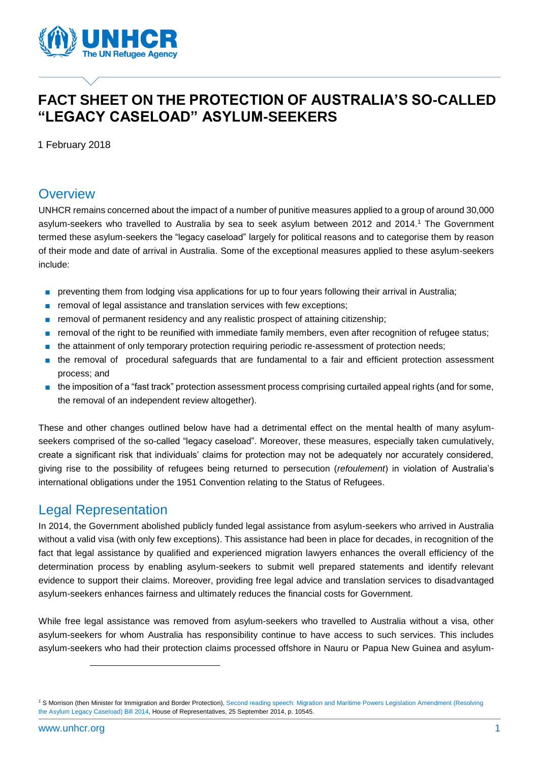# FACT SHEET ON THE PROTECTION OF AUSTRALIA'S SO-CALLED "LEGACY CASELOAD" ASYLUM-SEEKERS

1 February 2018

## Overview

UNHCR remains concerned about the impact of a number of punitive measures applied to a group of around 30,000 asylum-seekers who travelled to Australia by sea to seek asylum between 2012 and 2014.[1] The Government termed these asylum-seekers the "legacy caseload" largely for political reasons and to categorise them by reason of their mode and date of arrival in Australia. Some of the exceptional measures applied to these asylum-seekers include:

- preventing them from lodging visa applications for up to four years following their arrival in Australia;
- removal of legal assistance and translation services with few exceptions;
- removal of permanent residency and any realistic prospect of attaining citizenship;
- removal of the right to be reunified with immediate family members, even after recognition of refugee status;
- the attainment of only temporary protection requiring periodic re-assessment of protection needs;
- the removal of procedural safeguards that are fundamental to a fair and efficient protection assessment process; and
- the imposition of a "fast track" protection assessment process comprising curtailed appeal rights (and for some, the removal of an independent review altogether).

These and other changes outlined below have had a detrimental effect on the mental health of many asylum-seekers comprised of the so-called "legacy caseload". Moreover, these measures, especially taken cumulatively, create a significant risk that individuals' claims for protection may not be adequately nor accurately considered, giving rise to the possibility of refugees being returned to persecution (*refoulement*) in violation of Australia's international obligations under the 1951 Convention relating to the Status of Refugees.

## Legal Representation

In 2014, the Government abolished publicly funded legal assistance from asylum-seekers who arrived in Australia without a valid visa (with only few exceptions). This assistance had been in place for decades, in recognition of the fact that legal assistance by qualified and experienced migration lawyers enhances the overall efficiency of the determination process by enabling asylum-seekers to submit well prepared statements and identify relevant evidence to support their claims. Moreover, providing free legal advice and translation services to disadvantaged asylum-seekers enhances fairness and ultimately reduces the financial costs for Government.

While free legal assistance was removed from asylum-seekers who travelled to Australia without a visa, other asylum-seekers for whom Australia has responsibility continue to have access to such services. This includes asylum-seekers who had their protection claims processed offshore in Nauru or Papua New Guinea and asylum-

---

[1] S Morrison (then Minister for Immigration and Border Protection), Second reading speech: Migration and Maritime Powers Legislation Amendment (Resolving the Asylum Legacy Caseload) Bill 2014, House of Representatives, 25 September 2014, p. 10545.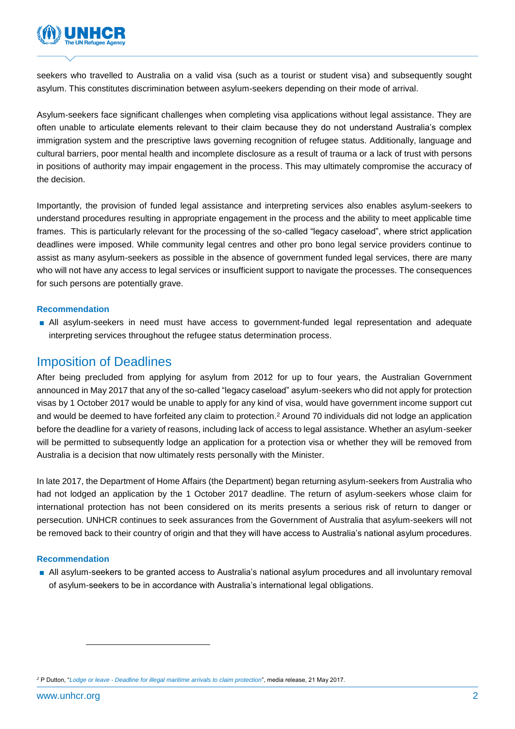seekers who travelled to Australia on a valid visa (such as a tourist or student visa) and subsequently sought asylum. This constitutes discrimination between asylum-seekers depending on their mode of arrival.

Asylum-seekers face significant challenges when completing visa applications without legal assistance. They are often unable to articulate elements relevant to their claim because they do not understand Australia's complex immigration system and the prescriptive laws governing recognition of refugee status. Additionally, language and cultural barriers, poor mental health and incomplete disclosure as a result of trauma or a lack of trust with persons in positions of authority may impair engagement in the process. This may ultimately compromise the accuracy of the decision.

Importantly, the provision of funded legal assistance and interpreting services also enables asylum-seekers to understand procedures resulting in appropriate engagement in the process and the ability to meet applicable time frames. This is particularly relevant for the processing of the so-called "legacy caseload", where strict application deadlines were imposed. While community legal centres and other pro bono legal service providers continue to assist as many asylum-seekers as possible in the absence of government funded legal services, there are many who will not have any access to legal services or insufficient support to navigate the processes. The consequences for such persons are potentially grave.

#### Recommendation

- All asylum-seekers in need must have access to government-funded legal representation and adequate interpreting services throughout the refugee status determination process.

## Imposition of Deadlines

After being precluded from applying for asylum from 2012 for up to four years, the Australian Government announced in May 2017 that any of the so-called "legacy caseload" asylum-seekers who did not apply for protection visas by 1 October 2017 would be unable to apply for any kind of visa, would have government income support cut and would be deemed to have forfeited any claim to protection.[2] Around 70 individuals did not lodge an application before the deadline for a variety of reasons, including lack of access to legal assistance. Whether an asylum-seeker will be permitted to subsequently lodge an application for a protection visa or whether they will be removed from Australia is a decision that now ultimately rests personally with the Minister.

In late 2017, the Department of Home Affairs (the Department) began returning asylum-seekers from Australia who had not lodged an application by the 1 October 2017 deadline. The return of asylum-seekers whose claim for international protection has not been considered on its merits presents a serious risk of return to danger or persecution. UNHCR continues to seek assurances from the Government of Australia that asylum-seekers will not be removed back to their country of origin and that they will have access to Australia's national asylum procedures.

#### Recommendation

- All asylum-seekers to be granted access to Australia's national asylum procedures and all involuntary removal of asylum-seekers to be in accordance with Australia's international legal obligations.

[2] P Dutton, "*Lodge or leave - Deadline for illegal maritime arrivals to claim protection*", media release, 21 May 2017.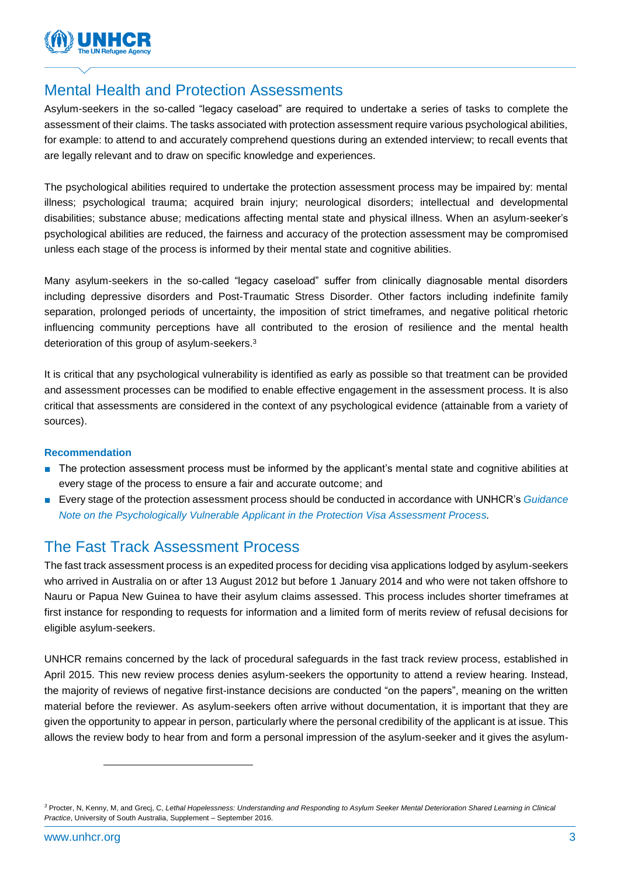## Mental Health and Protection Assessments

Asylum-seekers in the so-called "legacy caseload" are required to undertake a series of tasks to complete the assessment of their claims. The tasks associated with protection assessment require various psychological abilities, for example: to attend to and accurately comprehend questions during an extended interview; to recall events that are legally relevant and to draw on specific knowledge and experiences.

The psychological abilities required to undertake the protection assessment process may be impaired by: mental illness; psychological trauma; acquired brain injury; neurological disorders; intellectual and developmental disabilities; substance abuse; medications affecting mental state and physical illness. When an asylum-seeker's psychological abilities are reduced, the fairness and accuracy of the protection assessment may be compromised unless each stage of the process is informed by their mental state and cognitive abilities.

Many asylum-seekers in the so-called "legacy caseload" suffer from clinically diagnosable mental disorders including depressive disorders and Post-Traumatic Stress Disorder. Other factors including indefinite family separation, prolonged periods of uncertainty, the imposition of strict timeframes, and negative political rhetoric influencing community perceptions have all contributed to the erosion of resilience and the mental health deterioration of this group of asylum-seekers.[3]

It is critical that any psychological vulnerability is identified as early as possible so that treatment can be provided and assessment processes can be modified to enable effective engagement in the assessment process. It is also critical that assessments are considered in the context of any psychological evidence (attainable from a variety of sources).

**Recommendation**

- The protection assessment process must be informed by the applicant's mental state and cognitive abilities at every stage of the process to ensure a fair and accurate outcome; and
- Every stage of the protection assessment process should be conducted in accordance with UNHCR's *Guidance Note on the Psychologically Vulnerable Applicant in the Protection Visa Assessment Process.*

## The Fast Track Assessment Process

The fast track assessment process is an expedited process for deciding visa applications lodged by asylum-seekers who arrived in Australia on or after 13 August 2012 but before 1 January 2014 and who were not taken offshore to Nauru or Papua New Guinea to have their asylum claims assessed. This process includes shorter timeframes at first instance for responding to requests for information and a limited form of merits review of refusal decisions for eligible asylum-seekers.

UNHCR remains concerned by the lack of procedural safeguards in the fast track review process, established in April 2015. This new review process denies asylum-seekers the opportunity to attend a review hearing. Instead, the majority of reviews of negative first-instance decisions are conducted "on the papers", meaning on the written material before the reviewer. As asylum-seekers often arrive without documentation, it is important that they are given the opportunity to appear in person, particularly where the personal credibility of the applicant is at issue. This allows the review body to hear from and form a personal impression of the asylum-seeker and it gives the asylum-

---

[3] Procter, N, Kenny, M, and Grecj, C, *Lethal Hopelessness: Understanding and Responding to Asylum Seeker Mental Deterioration Shared Learning in Clinical Practice*, University of South Australia, Supplement – September 2016.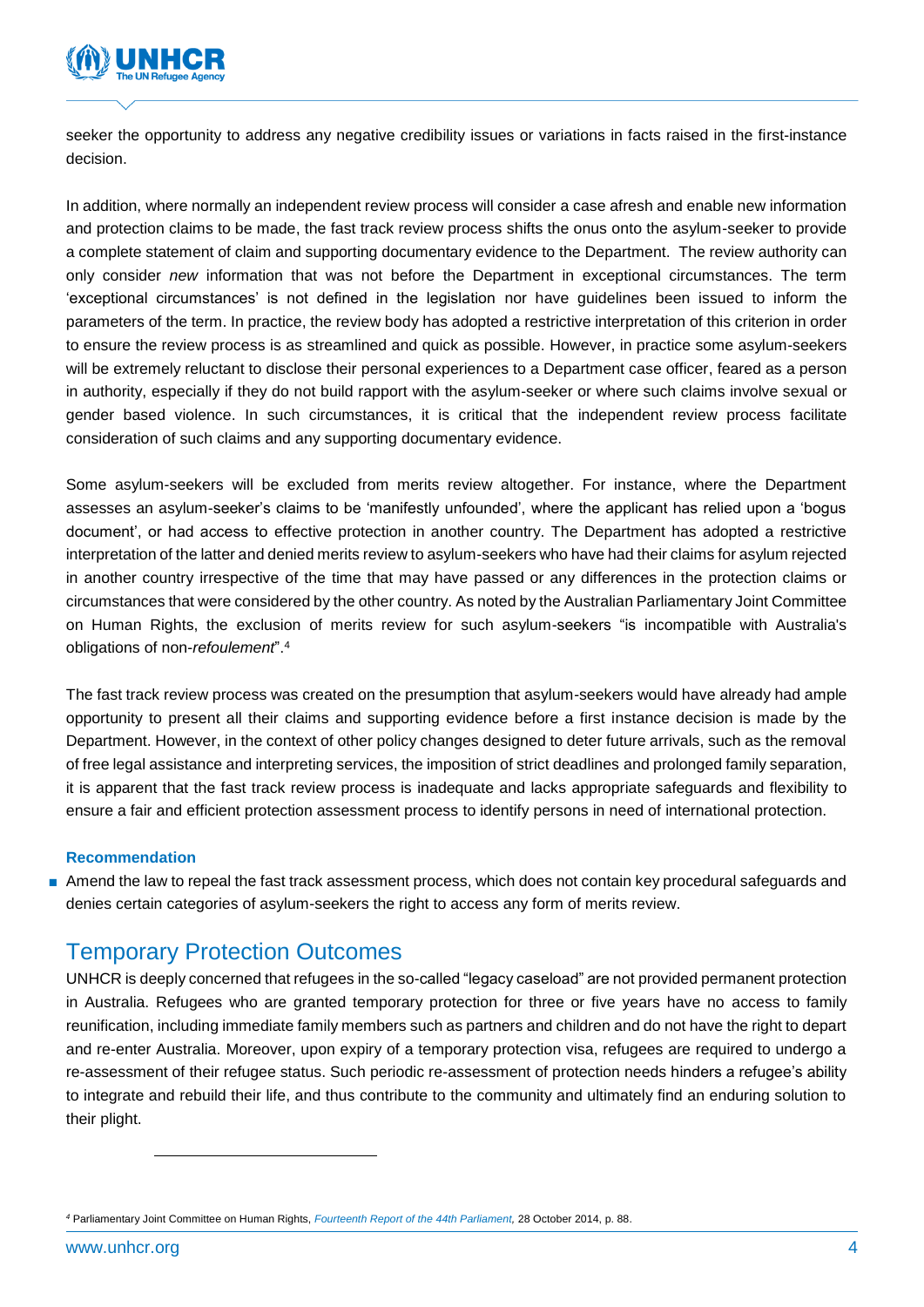seeker the opportunity to address any negative credibility issues or variations in facts raised in the first-instance decision.

In addition, where normally an independent review process will consider a case afresh and enable new information and protection claims to be made, the fast track review process shifts the onus onto the asylum-seeker to provide a complete statement of claim and supporting documentary evidence to the Department. The review authority can only consider *new* information that was not before the Department in exceptional circumstances. The term 'exceptional circumstances' is not defined in the legislation nor have guidelines been issued to inform the parameters of the term. In practice, the review body has adopted a restrictive interpretation of this criterion in order to ensure the review process is as streamlined and quick as possible. However, in practice some asylum-seekers will be extremely reluctant to disclose their personal experiences to a Department case officer, feared as a person in authority, especially if they do not build rapport with the asylum-seeker or where such claims involve sexual or gender based violence. In such circumstances, it is critical that the independent review process facilitate consideration of such claims and any supporting documentary evidence.

Some asylum-seekers will be excluded from merits review altogether. For instance, where the Department assesses an asylum-seeker's claims to be 'manifestly unfounded', where the applicant has relied upon a 'bogus document', or had access to effective protection in another country. The Department has adopted a restrictive interpretation of the latter and denied merits review to asylum-seekers who have had their claims for asylum rejected in another country irrespective of the time that may have passed or any differences in the protection claims or circumstances that were considered by the other country. As noted by the Australian Parliamentary Joint Committee on Human Rights, the exclusion of merits review for such asylum-seekers "is incompatible with Australia's obligations of non-*refoulement*".[4]

The fast track review process was created on the presumption that asylum-seekers would have already had ample opportunity to present all their claims and supporting evidence before a first instance decision is made by the Department. However, in the context of other policy changes designed to deter future arrivals, such as the removal of free legal assistance and interpreting services, the imposition of strict deadlines and prolonged family separation, it is apparent that the fast track review process is inadequate and lacks appropriate safeguards and flexibility to ensure a fair and efficient protection assessment process to identify persons in need of international protection.

#### Recommendation

- Amend the law to repeal the fast track assessment process, which does not contain key procedural safeguards and denies certain categories of asylum-seekers the right to access any form of merits review.

## Temporary Protection Outcomes

UNHCR is deeply concerned that refugees in the so-called "legacy caseload" are not provided permanent protection in Australia. Refugees who are granted temporary protection for three or five years have no access to family reunification, including immediate family members such as partners and children and do not have the right to depart and re-enter Australia. Moreover, upon expiry of a temporary protection visa, refugees are required to undergo a re-assessment of their refugee status. Such periodic re-assessment of protection needs hinders a refugee's ability to integrate and rebuild their life, and thus contribute to the community and ultimately find an enduring solution to their plight.

---

[4] Parliamentary Joint Committee on Human Rights, *Fourteenth Report of the 44th Parliament,* 28 October 2014, p. 88.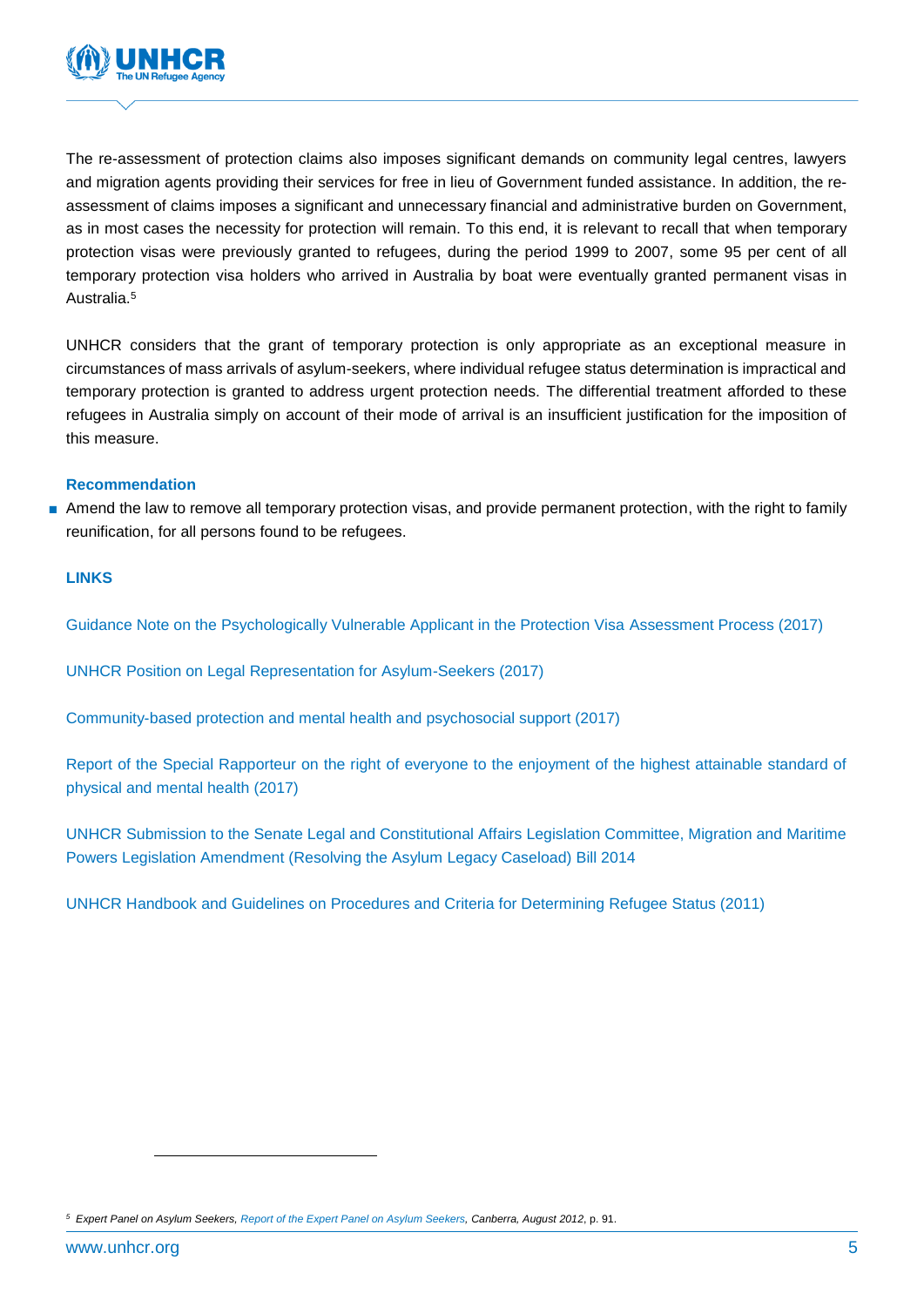The re-assessment of protection claims also imposes significant demands on community legal centres, lawyers and migration agents providing their services for free in lieu of Government funded assistance. In addition, the re-assessment of claims imposes a significant and unnecessary financial and administrative burden on Government, as in most cases the necessity for protection will remain. To this end, it is relevant to recall that when temporary protection visas were previously granted to refugees, during the period 1999 to 2007, some 95 per cent of all temporary protection visa holders who arrived in Australia by boat were eventually granted permanent visas in Australia.[5]

UNHCR considers that the grant of temporary protection is only appropriate as an exceptional measure in circumstances of mass arrivals of asylum-seekers, where individual refugee status determination is impractical and temporary protection is granted to address urgent protection needs. The differential treatment afforded to these refugees in Australia simply on account of their mode of arrival is an insufficient justification for the imposition of this measure.

### Recommendation

- Amend the law to remove all temporary protection visas, and provide permanent protection, with the right to family reunification, for all persons found to be refugees.

### LINKS

Guidance Note on the Psychologically Vulnerable Applicant in the Protection Visa Assessment Process (2017)

UNHCR Position on Legal Representation for Asylum-Seekers (2017)

Community-based protection and mental health and psychosocial support (2017)

Report of the Special Rapporteur on the right of everyone to the enjoyment of the highest attainable standard of physical and mental health (2017)

UNHCR Submission to the Senate Legal and Constitutional Affairs Legislation Committee, Migration and Maritime Powers Legislation Amendment (Resolving the Asylum Legacy Caseload) Bill 2014

UNHCR Handbook and Guidelines on Procedures and Criteria for Determining Refugee Status (2011)

---

[5] *Expert Panel on Asylum Seekers, Report of the Expert Panel on Asylum Seekers, Canberra, August 2012,* p. 91.